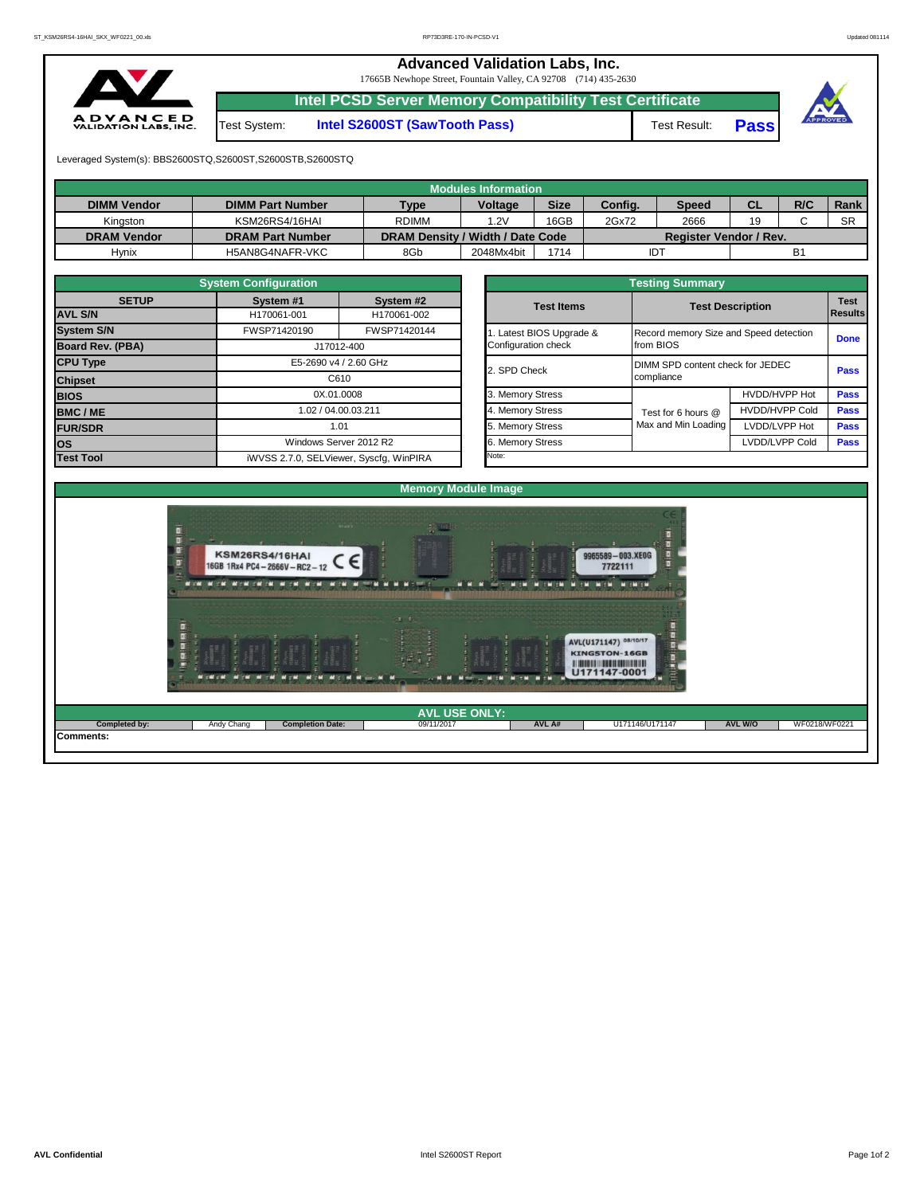# Advanced Validation Labs, Inc.

17665B Newhope Street, Fountain Valley, CA 92708 (714) 435-2630

## Intel PCSD Server Memory Compatibility Test Certificate

Test System: **Intel S2600ST (SawTooth Pass)** Test Result: **Pass**

Leveraged System(s): BBS2600STQ,S2600ST,S2600STB,S2600STQ

## Modules Information

| DIMM Vendor | DIMM Part Number | Type | Voltage | Size | Config. | Speed | CL | R/C | Rank |
|---|---|---|---|---|---|---|---|---|---|
| Kingston | KSM26RS4/16HAI | RDIMM | 1.2V | 16GB | 2Gx72 | 2666 | 19 | C | SR |
| **DRAM Vendor** | **DRAM Part Number** | **DRAM Density / Width / Date Code** | | | **Register Vendor / Rev.** | | | | |
| Hynix | H5AN8G4NAFR-VKC | 8Gb | 2048Mx4bit | 1714 | IDT | | B1 | | |

## System Configuration

| SETUP | System #1 | System #2 |
|---|---|---|
| AVL S/N | H170061-001 | H170061-002 |
| System S/N | FWSP71420190 | FWSP71420144 |
| Board Rev. (PBA) | J17012-400 | |
| CPU Type | E5-2690 v4 / 2.60 GHz | |
| Chipset | C610 | |
| BIOS | 0X.01.0008 | |
| BMC / ME | 1.02 / 04.00.03.211 | |
| FUR/SDR | 1.01 | |
| OS | Windows Server 2012 R2 | |
| Test Tool | iWVSS 2.7.0, SELViewer, Syscfg, WinPIRA | |

## Testing Summary

| Test Items | Test Description | | Test Results |
|---|---|---|---|
| 1. Latest BIOS Upgrade & Configuration check | Record memory Size and Speed detection from BIOS | | Done |
| 2. SPD Check | DIMM SPD content check for JEDEC compliance | | Pass |
| 3. Memory Stress | Test for 6 hours @ Max and Min Loading | HVDD/HVPP Hot | Pass |
| 4. Memory Stress | | HVDD/HVPP Cold | Pass |
| 5. Memory Stress | | LVDD/LVPP Hot | Pass |
| 6. Memory Stress | | LVDD/LVPP Cold | Pass |

Note:

## Memory Module Image

## AVL USE ONLY:

| Completed by: | Andy Chang | Completion Date: | 09/11/2017 | AVL A# | U171146/U171147 | AVL W/O | WF0218/WF0221 |
|---|---|---|---|---|---|---|---|

Comments: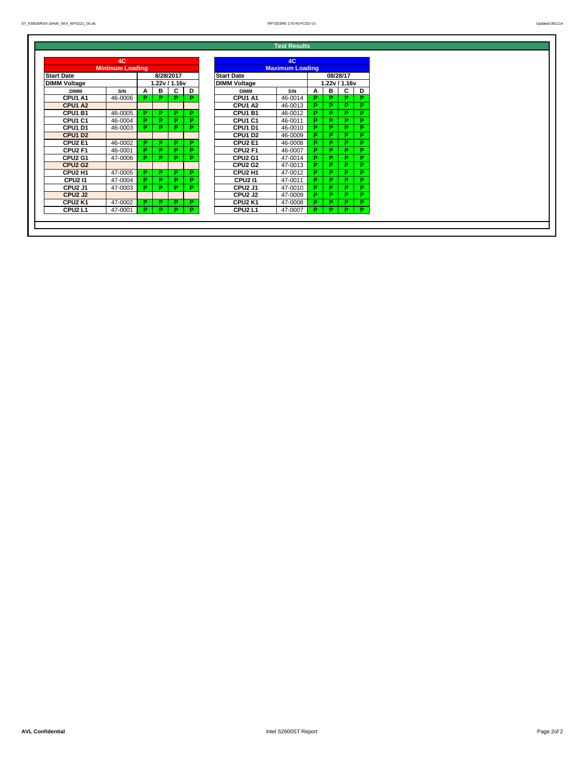## Test Results

| 4C | | | | | |
|---|---|---|---|---|---|
| **Minimum Loading** | | | | | |
| **Start Date** | | 8/28/2017 | | | |
| **DIMM Voltage** | | 1.22v / 1.16v | | | |
| **DIMM** | **S/N** | **A** | **B** | **C** | **D** |
| **CPU1 A1** | 46-0006 | P | P | P | P |
| **CPU1 A2** | | | | | |
| **CPU1 B1** | 46-0005 | P | P | P | P |
| **CPU1 C1** | 46-0004 | P | P | P | P |
| **CPU1 D1** | 46-0003 | P | P | P | P |
| **CPU1 D2** | | | | | |
| **CPU2 E1** | 46-0002 | P | P | P | P |
| **CPU2 F1** | 46-0001 | P | P | P | P |
| **CPU2 G1** | 47-0006 | P | P | P | P |
| **CPU2 G2** | | | | | |
| **CPU2 H1** | 47-0005 | P | P | P | P |
| **CPU2 I1** | 47-0004 | P | P | P | P |
| **CPU2 J1** | 47-0003 | P | P | P | P |
| **CPU2 J2** | | | | | |
| **CPU2 K1** | 47-0002 | P | P | P | P |
| **CPU2 L1** | 47-0001 | P | P | P | P |

| 4C | | | | | |
|---|---|---|---|---|---|
| **Maximum Loading** | | | | | |
| **Start Date** | | 08/28/17 | | | |
| **DIMM Voltage** | | 1.22v / 1.16v | | | |
| **DIMM** | **S/N** | **A** | **B** | **C** | **D** |
| **CPU1 A1** | 46-0014 | P | P | P | P |
| **CPU1 A2** | 46-0013 | P | P | P | P |
| **CPU1 B1** | 46-0012 | P | P | P | P |
| **CPU1 C1** | 46-0011 | P | P | P | P |
| **CPU1 D1** | 46-0010 | P | P | P | P |
| **CPU1 D2** | 46-0009 | P | P | P | P |
| **CPU2 E1** | 46-0008 | P | P | P | P |
| **CPU2 F1** | 46-0007 | P | P | P | P |
| **CPU2 G1** | 47-0014 | P | P | P | P |
| **CPU2 G2** | 47-0013 | P | P | P | P |
| **CPU2 H1** | 47-0012 | P | P | P | P |
| **CPU2 I1** | 47-0011 | P | P | P | P |
| **CPU2 J1** | 47-0010 | P | P | P | P |
| **CPU2 J2** | 47-0009 | P | P | P | P |
| **CPU2 K1** | 47-0008 | P | P | P | P |
| **CPU2 L1** | 47-0007 | P | P | P | P |